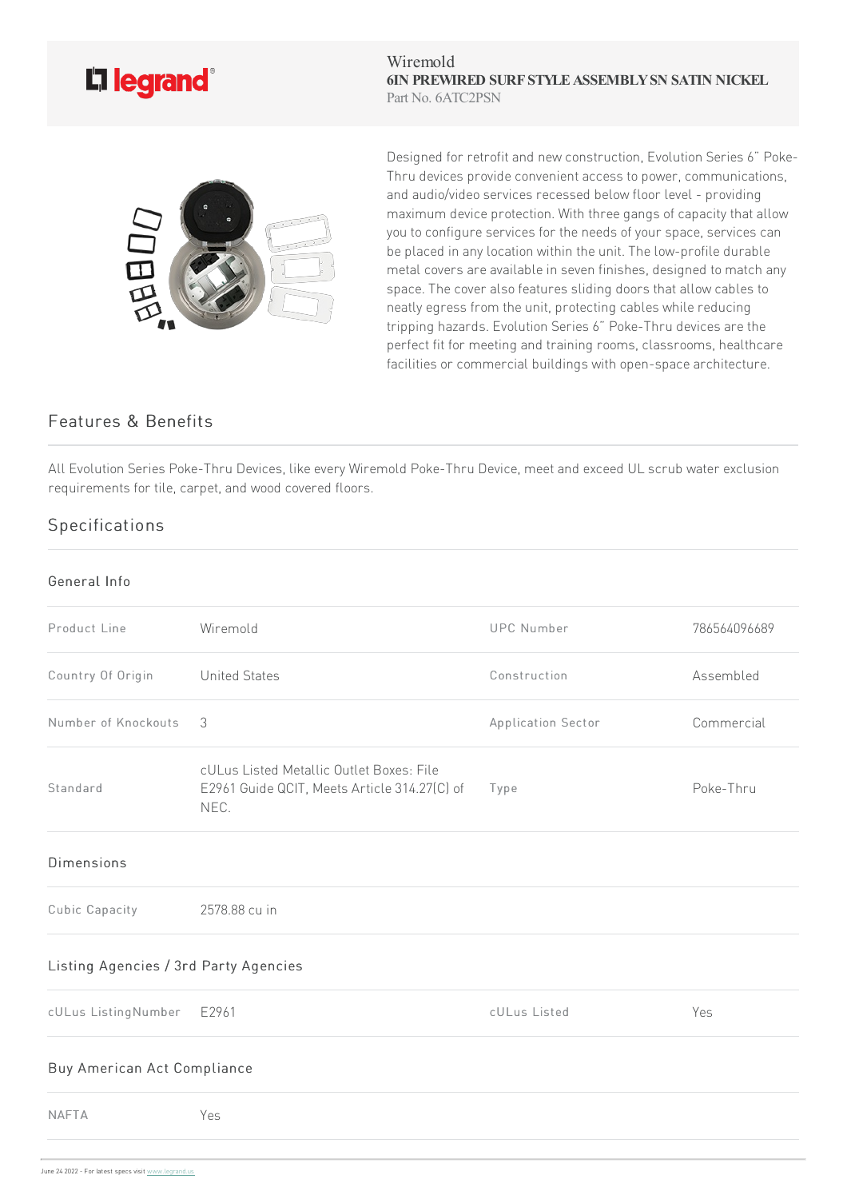Wiremold
**6IN PREWIRED SURF STYLE ASSEMBLY SN SATIN NICKEL**
Part No. 6ATC2PSN

Designed for retrofit and new construction, Evolution Series 6" Poke-Thru devices provide convenient access to power, communications, and audio/video services recessed below floor level - providing maximum device protection. With three gangs of capacity that allow you to configure services for the needs of your space, services can be placed in any location within the unit. The low-profile durable metal covers are available in seven finishes, designed to match any space. The cover also features sliding doors that allow cables to neatly egress from the unit, protecting cables while reducing tripping hazards. Evolution Series 6" Poke-Thru devices are the perfect fit for meeting and training rooms, classrooms, healthcare facilities or commercial buildings with open-space architecture.

## Features & Benefits

All Evolution Series Poke-Thru Devices, like every Wiremold Poke-Thru Device, meet and exceed UL scrub water exclusion requirements for tile, carpet, and wood covered floors.

## Specifications

### General Info

| | | | |
|---|---|---|---|
| Product Line | Wiremold | UPC Number | 786564096689 |
| Country Of Origin | United States | Construction | Assembled |
| Number of Knockouts | 3 | Application Sector | Commercial |
| Standard | cULus Listed Metallic Outlet Boxes: File E2961 Guide QCIT, Meets Article 314.27(C) of NEC. | Type | Poke-Thru |

### Dimensions

| | |
|---|---|
| Cubic Capacity | 2578.88 cu in |

### Listing Agencies / 3rd Party Agencies

| | | | |
|---|---|---|---|
| cULus ListingNumber | E2961 | cULus Listed | Yes |

### Buy American Act Compliance

| | |
|---|---|
| NAFTA | Yes |

June 24 2022 - For latest specs visit www.legrand.us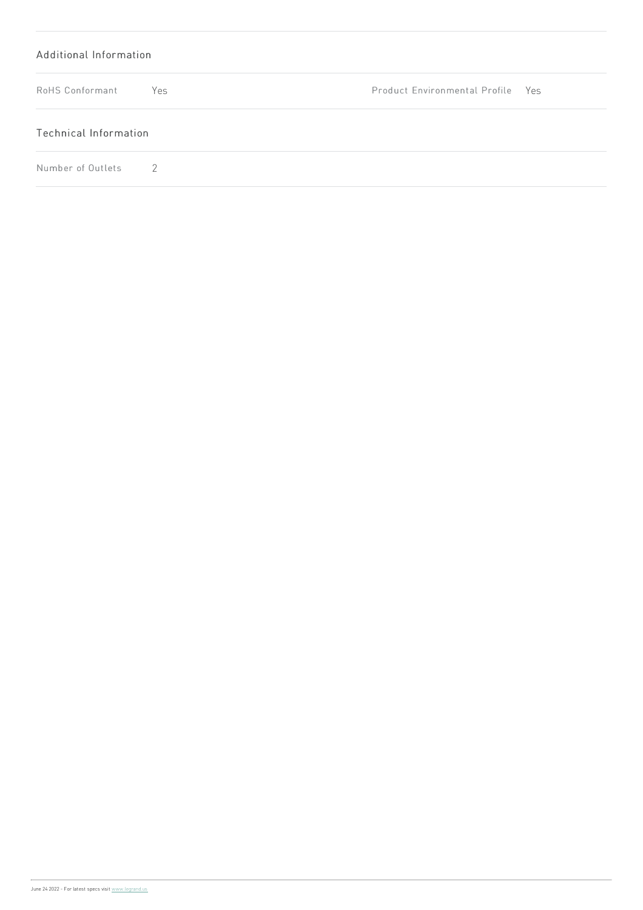## Additional Information

| | | | |
|---|---|---|---|
| RoHS Conformant | Yes | Product Environmental Profile | Yes |

## Technical Information

| | |
|---|---|
| Number of Outlets | 2 |

June 24 2022 - For latest specs visit www.legrand.us